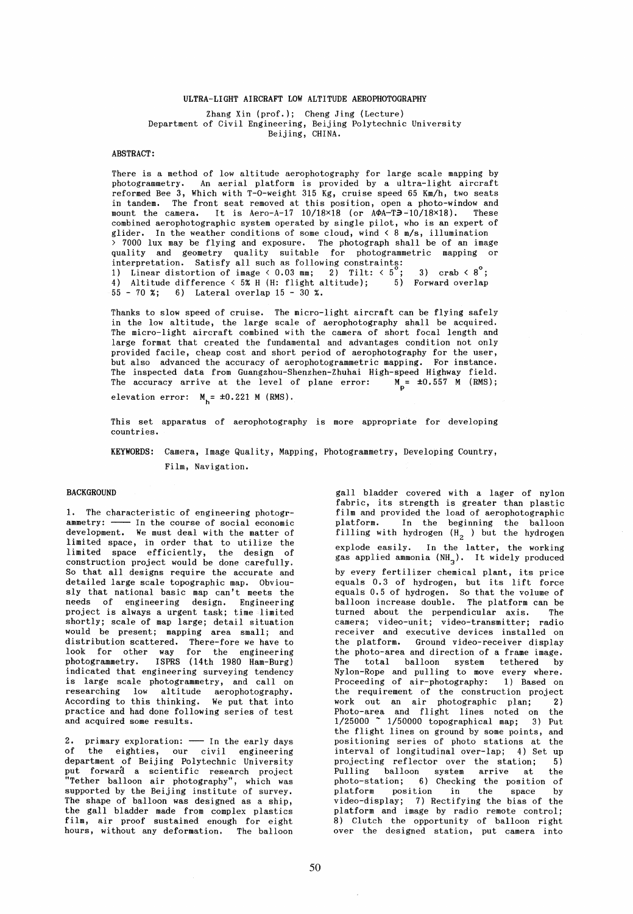# ULTRA-LIGHT AIRCRAFT LOW ALTITUDE AEROPHOTOGRAPHY

Zhang Xin (prof.); Cheng Jing (Lecture)
Department of Civil Engineering, Beijing Polytechnic University
Beijing, CHINA.

## ABSTRACT:

There is a method of low altitude aerophotography for large scale mapping by photogrammetry. An aerial platform is provided by a ultra-light aircraft reformed Bee 3, Which with T-O-weight 315 Kg, cruise speed 65 Km/h, two seats in tandem. The front seat removed at this position, open a photo-window and mount the camera. It is Aero-A-17 10/18×18 (or AΦA-TЭ-10/18×18). These combined aerophotographic system operated by single pilot, who is an expert of glider. In the weather conditions of some cloud, wind < 8 m/s, illumination > 7000 lux may be flying and exposure. The photograph shall be of an image quality and geometry quality suitable for photogrammetric mapping or interpretation. Satisfy all such as following constraints:
1) Linear distortion of image < 0.03 mm; 2) Tilt: < $5^{\circ}$; 3) crab < $8^{\circ}$; 4) Altitude difference < 5% H (H: flight altitude); 5) Forward overlap 55 - 70 %; 6) Lateral overlap 15 - 30 %.

Thanks to slow speed of cruise. The micro-light aircraft can be flying safely in the low altitude, the large scale of aerophotography shall be acquired. The micro-light aircraft combined with the camera of short focal length and large format that created the fundamental and advantages condition not only provided facile, cheap cost and short period of aerophotography for the user, but also advanced the accuracy of aerophotogrammetric mapping. For instance. The inspected data from Guangzhou-Shenzhen-Zhuhai High-speed Highway field. The accuracy arrive at the level of plane error: $M_p = \pm 0.557$ M (RMS); elevation error: $M_h = \pm 0.221$ M (RMS).

This set apparatus of aerophotography is more appropriate for developing countries.

**KEYWORDS:** Camera, Image Quality, Mapping, Photogrammetry, Developing Country, Film, Navigation.

## BACKGROUND

1. The characteristic of engineering photogrammetry: —— In the course of social economic development. We must deal with the matter of limited space, in order that to utilize the limited space efficiently, the design of construction project would be done carefully. So that all designs require the accurate and detailed large scale topographic map. Obviously that national basic map can't meets the needs of engineering design. Engineering project is always a urgent task; time limited shortly; scale of map large; detail situation would be present; mapping area small; and distribution scattered. There-fore we have to look for other way for the engineering photogrammetry. ISPRS (14th 1980 Ham-Burg) indicated that engineering surveying tendency is large scale photogrammetry, and call on researching low altitude aerophotography. According to this thinking. We put that into practice and had done following series of test and acquired some results.

2. primary exploration: —— In the early days of the eighties, our civil engineering department of Beijing Polytechnic University put forward a scientific research project "Tether balloon air photography", which was supported by the Beijing institute of survey. The shape of balloon was designed as a ship, the gall bladder made from complex plastics film, air proof sustained enough for eight hours, without any deformation. The balloon gall bladder covered with a lager of nylon fabric, its strength is greater than plastic film and provided the load of aerophotographic platform. In the beginning the balloon filling with hydrogen ($H_2$) but the hydrogen explode easily. In the latter, the working gas applied ammonia ($NH_3$). It widely produced by every fertilizer chemical plant, its price equals 0.3 of hydrogen, but its lift force equals 0.5 of hydrogen. So that the volume of balloon increase double. The platform can be turned about the perpendicular axis. The camera; video-unit; video-transmitter; radio receiver and executive devices installed on the platform. Ground video-receiver display the photo-area and direction of a frame image. The total balloon system tethered by Nylon-Rope and pulling to move every where. Proceeding of air-photography: 1) Based on the requirement of the construction project work out an air photographic plan; 2) Photo-area and flight lines noted on the 1/25000 ~ 1/50000 topographical map; 3) Put the flight lines on ground by some points, and positioning series of photo stations at the interval of longitudinal over-lap; 4) Set up projecting reflector over the station; 5) Pulling balloon system arrive at the photo-station; 6) Checking the position of platform position in the space by video-display; 7) Rectifying the bias of the platform and image by radio remote control; 8) Clutch the opportunity of balloon right over the designed station, put camera into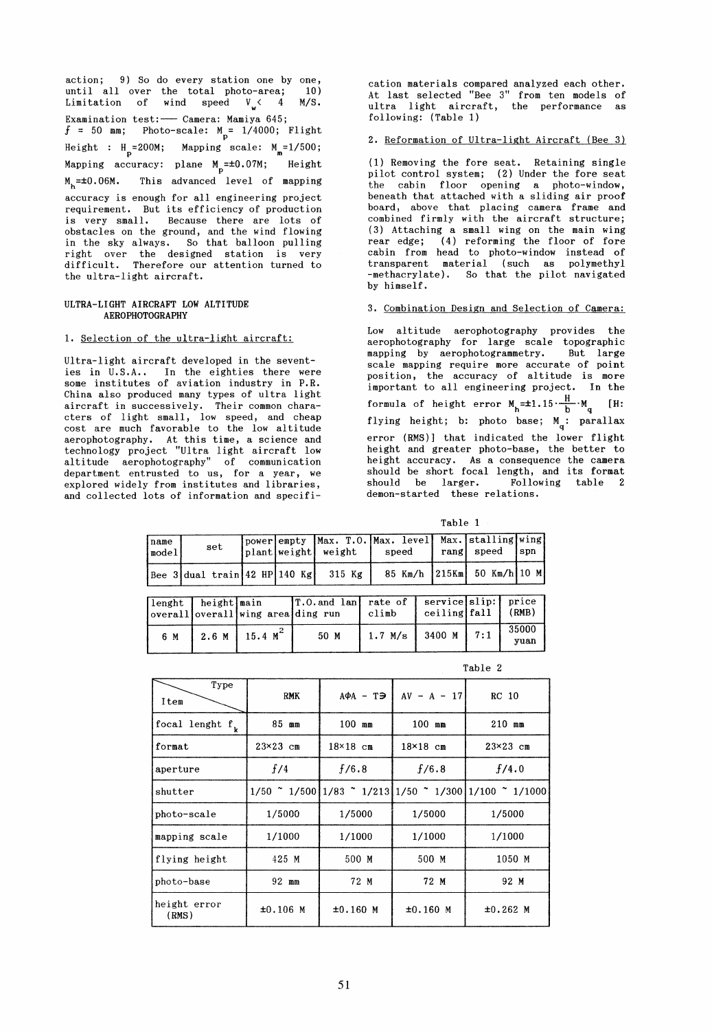action; 9) So do every station one by one, until all over the total photo-area; 10) Limitation of wind speed $V_w < 4$ M/S.

Examination test:— Camera: Mamiya 645; $f$ = 50 mm; Photo-scale: $M_p$ = 1/4000; Flight Height : $H_p$=200M; Mapping scale: $M_m$=1/500; Mapping accuracy: plane $M_p$=±0.07M; Height $M_h$=±0.06M. This advanced level of mapping accuracy is enough for all engineering project requirement. But its efficiency of production is very small. Because there are lots of obstacles on the ground, and the wind flowing in the sky always. So that balloon pulling right over the designed station is very difficult. Therefore our attention turned to the ultra-light aircraft.

## ULTRA-LIGHT AIRCRAFT LOW ALTITUDE AEROPHOTOGRAPHY

### 1. Selection of the ultra-light aircraft:

Ultra-light aircraft developed in the seventies in U.S.A.. In the eighties there were some institutes of aviation industry in P.R. China also produced many types of ultra light aircraft in successively. Their common characters of light small, low speed, and cheap cost are much favorable to the low altitude aerophotography. At this time, a science and technology project "Ultra light aircraft low altitude aerophotography" of communication department entrusted to us, for a year, we explored widely from institutes and libraries, and collected lots of information and specification materials compared analyzed each other. At last selected "Bee 3" from ten models of ultra light aircraft, the performance as following: (Table 1)

### 2. Reformation of Ultra-light Aircraft (Bee 3)

(1) Removing the fore seat. Retaining single pilot control system; (2) Under the fore seat the cabin floor opening a photo-window, beneath that attached with a sliding air proof board, above that placing camera frame and combined firmly with the aircraft structure; (3) Attaching a small wing on the main wing rear edge; (4) reforming the floor of fore cabin from head to photo-window instead of transparent material (such as polymethyl -methacrylate). So that the pilot navigated by himself.

### 3. Combination Design and Selection of Camera:

Low altitude aerophotography provides the aerophotography for large scale topographic mapping by aerophotogrammetry. But large scale mapping require more accurate of point position, the accuracy of altitude is more important to all engineering project. In the formula of height error $M_h=\pm1.15\cdot\frac{H}{b}\cdot M_q$ [H: flying height; b: photo base; $M_q$: parallax error (RMS)] that indicated the lower flight height and greater photo-base, the better to height accuracy. As a consequence the camera should be short focal length, and its format should be larger. Following table 2 demon-started these relations.

Table 1

| name model | set | power plant | empty weight | Max. T.O. weight | Max. level speed | Max. rang | stalling speed | wing spn |
|---|---|---|---|---|---|---|---|---|
| Bee 3 | dual train | 42 HP | 140 Kg | 315 Kg | 85 Km/h | 215Km | 50 Km/h | 10 M |

| lenght overall | height overall | main wing area | T.O.and landing run | rate of climb | service ceiling | slip: fall | price (RMB) |
|---|---|---|---|---|---|---|---|
| 6 M | 2.6 M | 15.4 $M^2$ | 50 M | 1.7 M/s | 3400 M | 7:1 | 35000 yuan |

Table 2

| Item \ Type | RMK | AΦA - TЭ | AV - A - 17 | RC 10 |
|---|---|---|---|---|
| focal lenght $f_k$ | 85 mm | 100 mm | 100 mm | 210 mm |
| format | 23×23 cm | 18×18 cm | 18×18 cm | 23×23 cm |
| aperture | $f$/4 | $f$/6.8 | $f$/6.8 | $f$/4.0 |
| shutter | 1/50 ~ 1/500 | 1/83 ~ 1/213 | 1/50 ~ 1/300 | 1/100 ~ 1/1000 |
| photo-scale | 1/5000 | 1/5000 | 1/5000 | 1/5000 |
| mapping scale | 1/1000 | 1/1000 | 1/1000 | 1/1000 |
| flying height | 425 M | 500 M | 500 M | 1050 M |
| photo-base | 92 mm | 72 M | 72 M | 92 M |
| height error (RMS) | ±0.106 M | ±0.160 M | ±0.160 M | ±0.262 M |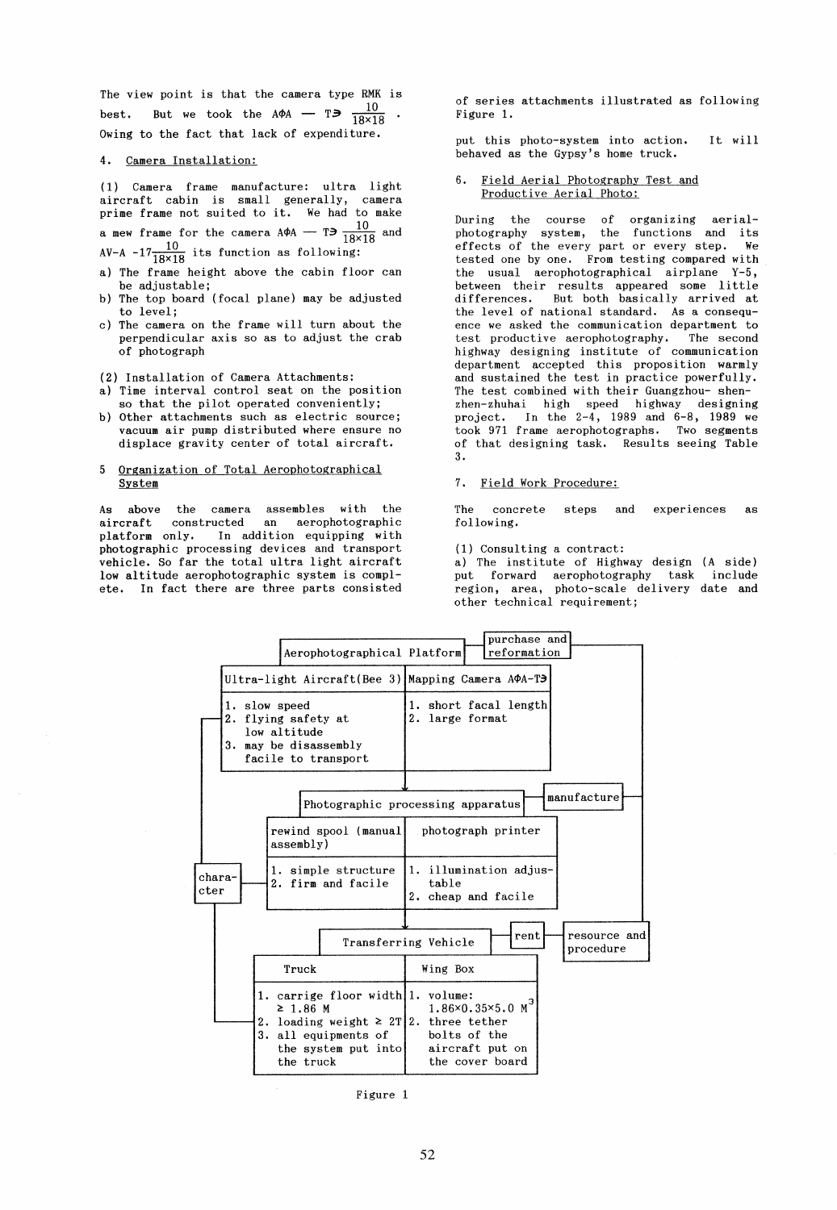The view point is that the camera type RMK is best. But we took the AΦA — TЭ $\frac{10}{18\times18}$. Owing to the fact that lack of expenditure.

4. Camera Installation:

(1) Camera frame manufacture: ultra light aircraft cabin is small generally, camera prime frame not suited to it. We had to make a mew frame for the camera AΦA — TЭ $\frac{10}{18\times18}$ and AV-A -17 $\frac{10}{18\times18}$ its function as following:

a) The frame height above the cabin floor can be adjustable;
b) The top board (focal plane) may be adjusted to level;
c) The camera on the frame will turn about the perpendicular axis so as to adjust the crab of photograph

(2) Installation of Camera Attachments:

a) Time interval control seat on the position so that the pilot operated conveniently;
b) Other attachments such as electric source; vacuum air pump distributed where ensure no displace gravity center of total aircraft.

5 Organization of Total Aerophotographical System

As above the camera assembles with the aircraft constructed an aerophotographic platform only. In addition equipping with photographic processing devices and transport vehicle. So far the total ultra light aircraft low altitude aerophotographic system is complete. In fact there are three parts consisted of series attachments illustrated as following Figure 1.

put this photo-system into action. It will behaved as the Gypsy's home truck.

6. Field Aerial Photography Test and Productive Aerial Photo:

During the course of organizing aerial-photography system, the functions and its effects of the every part or every step. We tested one by one. From testing compared with the usual aerophotographical airplane Y-5, between their results appeared some little differences. But both basically arrived at the level of national standard. As a consequence we asked the communication department to test productive aerophotography. The second highway designing institute of communication department accepted this proposition warmly and sustained the test in practice powerfully. The test combined with their Guangzhou- shenzhen-zhuhai high speed highway designing project. In the 2-4, 1989 and 6-8, 1989 we took 971 frame aerophotographs. Two segments of that designing task. Results seeing Table 3.

7. Field Work Procedure:

The concrete steps and experiences as following.

(1) Consulting a contract:

a) The institute of Highway design (A side) put forward aerophotography task include region, area, photo-scale delivery date and other technical requirement;

**Aerophotographical Platform** (purchase and reformation)

| Ultra-light Aircraft(Bee 3) | Mapping Camera AΦA-TЭ |
|---|---|
| 1. slow speed<br>2. flying safety at low altitude<br>3. may be disassembly facile to transport | 1. short facal length<br>2. large format |

**Photographic processing apparatus** (manufacture)

| rewind spool (manual assembly) | photograph printer |
|---|---|
| 1. simple structure<br>2. firm and facile | 1. illumination adjustable<br>2. cheap and facile |

**Transferring Vehicle** (rent)

| Truck | Wing Box |
|---|---|
| 1. carrige floor width ≥ 1.86 M<br>2. loading weight ≥ 2T<br>3. all equipments of the system put into the truck | 1. volume: $1.86\times0.35\times5.0\ M^3$<br>2. three tether bolts of the aircraft put on the cover board |

(Left side label: character; right side label: resource and procedure)

Figure 1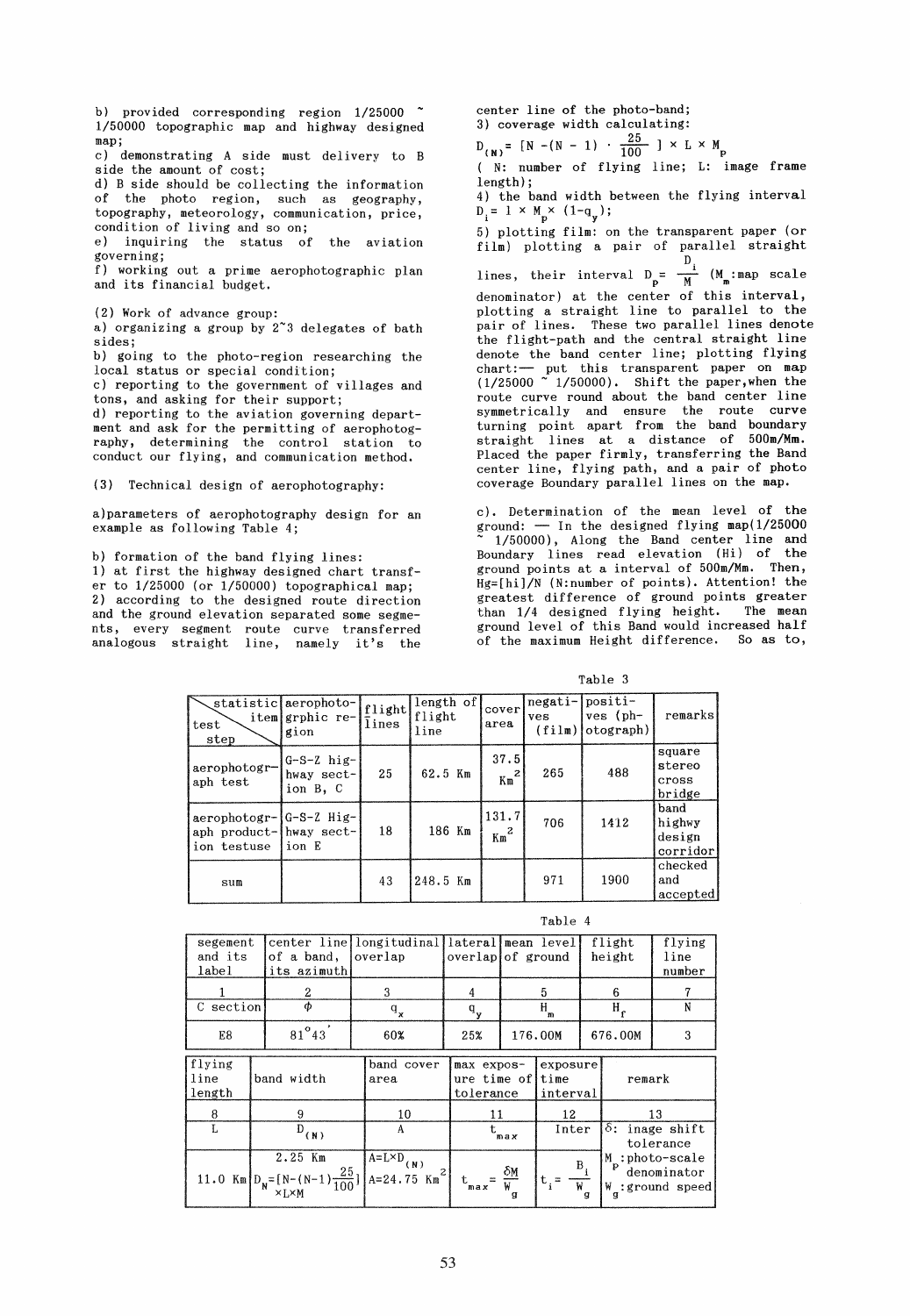b) provided corresponding region 1/25000 ~ 1/50000 topographic map and highway designed map;

c) demonstrating A side must delivery to B side the amount of cost;

d) B side should be collecting the information of the photo region, such as geography, topography, meteorology, communication, price, condition of living and so on;

e) inquiring the status of the aviation governing;

f) working out a prime aerophotographic plan and its financial budget.

(2) Work of advance group:

a) organizing a group by 2~3 delegates of bath sides;

b) going to the photo-region researching the local status or special condition;

c) reporting to the government of villages and tons, and asking for their support;

d) reporting to the aviation governing department and ask for the permitting of aerophotography, determining the control station to conduct our flying, and communication method.

(3) Technical design of aerophotography:

a) parameters of aerophotography design for an example as following Table 4;

b) formation of the band flying lines:

1) at first the highway designed chart transfer to 1/25000 (or 1/50000) topographical map;

2) according to the designed route direction and the ground elevation separated some segments, every segment route curve transferred analogous straight line, namely it's the center line of the photo-band;

3) coverage width calculating:

$$D_{(N)} = [N - (N-1) \cdot \frac{25}{100}] \times L \times M_p$$

( N: number of flying line; L: image frame length);

4) the band width between the flying interval $D_i = l \times M_p \times (1-q_y)$;

5) plotting film: on the transparent paper (or film) plotting a pair of parallel straight lines, their interval $D_p = \frac{D_i}{M}$ ($M_m$:map scale denominator) at the center of this interval, plotting a straight line to parallel to the pair of lines. These two parallel lines denote the flight-path and the central straight line denote the band center line; plotting flying chart:— put this transparent paper on map (1/25000 ~ 1/50000). Shift the paper, when the route curve round about the band center line symmetrically and ensure the route curve turning point apart from the band boundary straight lines at a distance of 500m/Mm. Placed the paper firmly, transferring the Band center line, flying path, and a pair of photo coverage Boundary parallel lines on the map.

c). Determination of the mean level of the ground: — In the designed flying map(1/25000 ~ 1/50000), Along the Band center line and Boundary lines read elevation (Hi) of the ground points at a interval of 500m/Mm. Then, Hg=[hi]/N (N:number of points). Attention! the greatest difference of ground points greater than 1/4 designed flying height. The mean ground level of this Band would increased half of the maximum Height difference. So as to,

Table 3

| statistic item / test step | aerophotogrphic region | flight lines | length of flight line | cover area | negatives (film) | positives (photograph) | remarks |
|---|---|---|---|---|---|---|---|
| aerophotograph test | G-S-Z highway section B, C | 25 | 62.5 Km | 37.5 $Km^2$ | 265 | 488 | square stereo cross bridge |
| aerophotograph production testuse | G-S-Z Highway section E | 18 | 186 Km | 131.7 $Km^2$ | 706 | 1412 | band highwy design corridor |
| sum | | 43 | 248.5 Km | | 971 | 1900 | checked and accepted |

Table 4

| segement and its label | center line of a band, its azimuth | longitudinal overlap | lateral overlap | mean level of ground | flight height | flying line number |
|---|---|---|---|---|---|---|
| 1 | 2 | 3 | 4 | 5 | 6 | 7 |
| C section | $\Phi$ | $q_x$ | $q_y$ | $H_m$ | $H_f$ | N |
| E8 | 81°43' | 60% | 25% | 176.00M | 676.00M | 3 |

| flying line length | band width | band cover area | max exposure time of tolerance | exposure time interval | remark |
|---|---|---|---|---|---|
| 8 | 9 | 10 | 11 | 12 | 13 |
| L | $D_{(N)}$ | A | $t_{max}$ | Inter | δ: inage shift tolerance |
| 11.0 Km | 2.25 Km $D_N=[N-(N-1)\frac{25}{100}]\times L\times M$ | $A=L\times D_{(N)}$ $A=24.75\ Km^2$ | $t_{max}=\frac{\delta M}{W_g}$ | $t_i=\frac{B_i}{W_g}$ | $M_p$:photo-scale denominator $W_g$:ground speed |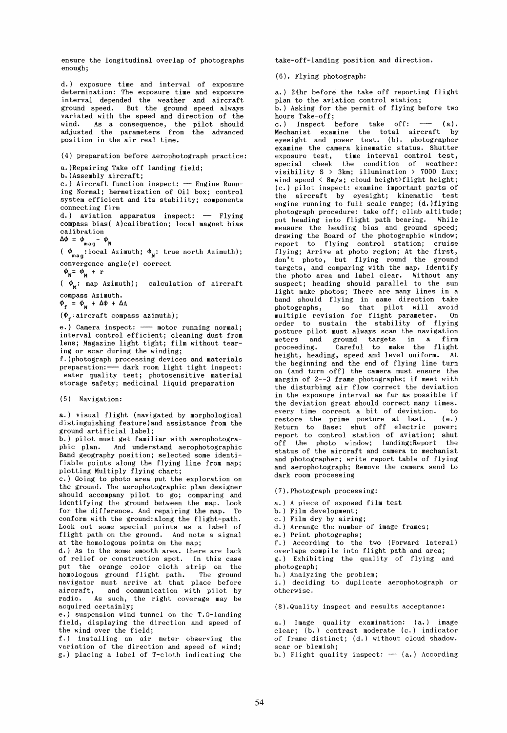ensure the longitudinal overlap of photographs enough;

d.) exposure time and interval of exposure determination: The exposure time and exposure interval depended the weather and aircraft ground speed. But the ground speed always variated with the speed and direction of the wind. As a consequence, the pilot should adjusted the parameters from the advanced position in the air real time.

(4) preparation before aerophotograph practice:

a.)Repairing Take off landing field;
b.)Assembly aircraft;
c.) Aircraft function inspect: — Engine Running Normal; hermetization of Oil box; control system efficient and its stability; components connecting firm
d.) aviation apparatus inspect: — Flying compass bias( A)calibration; local magnet bias calibration

$\Delta\Phi = \Phi_{mag} - \Phi_N$

( $\Phi_{mag}$:local Azimuth; $\Phi_N$: true north Azimuth);

convergence angle(r) correct

$\Phi_N = \Phi_M + r$

( $\Phi_M$: map Azimuth); calculation of aircraft compass Azimuth.

$\Phi_r = \Phi_N + \Delta\Phi + \Delta A$

($\Phi_r$:aircraft compass azimuth);

e.) Camera inspect: — motor running normal; interval control efficient; cleaning dust from lens; Magazine light tight; film without tearing or scar during the winding;
f.)photograph processing devices and materials preparation:— dark room light tight inspect: water quality test; photosensitive material storage safety; medicinal liquid preparation

(5) Navigation:

a.) visual flight (navigated by morphological distinguishing feature)and assistance from the ground artificial label;
b.) pilot must get familiar with aerophotographic plan. And understand aerophotographic Band geography position; selected some identifiable points along the flying line from map; plotting Multiply flying chart;
c.) Going to photo area put the exploration on the ground. The aerophotographic plan designer should accompany pilot to go; comparing and identifying the ground between the map. Look for the difference. And repairing the map. To conform with the ground:along the flight-path. Look out some special points as a label of flight path on the ground. And note a signal at the homologous points on the map;
d.) As to the some smooth area. there are lack of relief or construction spot. In this case put the orange color cloth strip on the homologous ground flight path. The ground navigator must arrive at that place before aircraft, and communication with pilot by radio. As such, the right coverage may be acquired certainly;
e.) suspension wind tunnel on the T.O-landing field, displaying the direction and speed of the wind over the field;
f.) installing an air meter observing the variation of the direction and speed of wind;
g.) placing a label of T-cloth indicating the take-off-landing position and direction.

(6). Flying photograph:

a.) 24hr before the take off reporting flight plan to the aviation control station;
b.) Asking for the permit of flying before two hours Take-off;
c.) Inspect before take off: — (a). Mechanist examine the total aircraft by eyesight and power test. (b). photographer examine the camera kinematic status. Shutter exposure test, time interval control test, special cheek the condition of weather: visibility S > 3km; illumination > 7000 Lux; wind speed < 8m/s; cloud height>flight height; (c.) pilot inspect: examine important parts of the aircraft by eyesight; kinematic test engine running to full scale range; (d.)flying photograph procedure: take off; climb altitude; put heading into flight path bearing. While measure the heading bias and ground speed; drawing the Board of the photographic window; report to flying control station; cruise flying; Arrive at photo region; At the first, don't photo, but flying round the ground targets, and comparing with the map. Identify the photo area and label clear. Without any suspect; heading should parallel to the sun light make photos; There are many lines in a band should flying in same direction take photographs, so that pilot will avoid multiple revision for flight parameter. On order to sustain the stability of flying posture pilot must always scan the navigation meters and ground targets in a firm proceeding. Careful to make the flight height, heading, speed and level uniform. At the beginning and the end of flying line turn on (and turn off) the camera must ensure the margin of 2--3 frame photographs; if meet with the disturbing air flow correct the deviation in the exposure interval as far as possible if the deviation great should correct many times. every time correct a bit of deviation. to restore the prime posture at last. (e.) Return to Base: shut off electric power; report to control station of aviation; shut off the photo window; landing;Report the status of the aircraft and camera to mechanist and photographer; write report table of flying and aerophotograph; Remove the camera send to dark room processing

(7).Photograph processing:

a.) A piece of exposed film test
b.) Film development;
c.) Film dry by airing;
d.) Arrange the number of image frames;
e.) Print photographs;
f.) According to the two (Forward lateral) overlaps compile into flight path and area;
g.) Exhibiting the quality of flying and photograph;
h.) Analyzing the problem;
i.) deciding to duplicate aerophotograph or otherwise.

(8).Quality inspect and results acceptance:

a.) Image quality examination: (a.) image clear; (b.) contrast moderate (c.) indicator of frame distinct; (d.) without cloud shadow. scar or blemish;
b.) Flight quality inspect: — (a.) According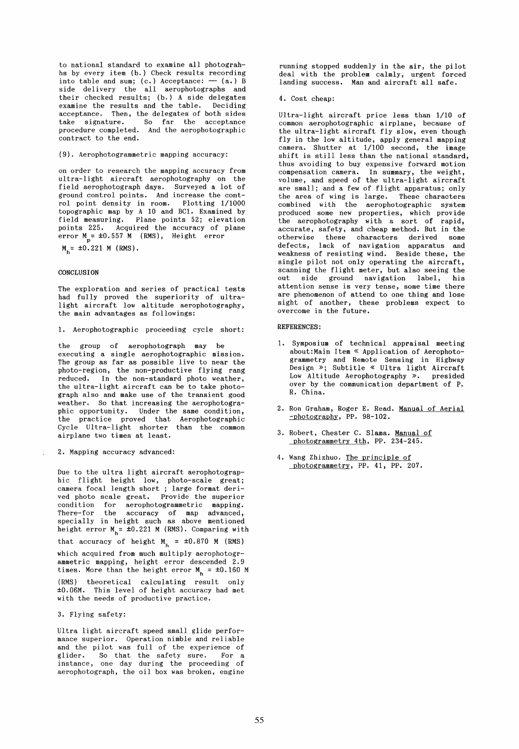to national standard to examine all photograhhs by every item (b.) Check results recording into table and sum; (c.) Acceptance: — (a.) B side delivery the all aerophotographs and their checked results; (b.) A side delegates examine the results and the table. Deciding acceptance. Then, the delegates of both sides take signature. So far the acceptance procedure completed. And the aerophotographic contract to the end.

(9). Aerophotogrammetric mapping accuracy:

on order to research the mapping accuracy from ultra-light aircraft aerophotography on the field aerophotograph days. Surveyed a lot of ground control points. And increase the control point density in room. Plotting 1/1000 topographic map by A 10 and BC1. Examined by field measuring. Plane points 52; elevation points 225. Acquired the accuracy of plane error $M_p = \pm 0.557$ M (RMS), Height error $M_h = \pm 0.221$ M (RMS).

## CONCLUSION

The exploration and series of practical tests had fully proved the superiority of ultra-light aircraft low altitude aerophotography, the main advantages as followings:

1. Aerophotographic proceeding cycle short:

the group of aerophotograph may be executing a single aerophotographic mission. The group as far as possible live to near the photo-region, the non-productive flying rang reduced. In the non-standard photo weather, the ultra-light aircraft can be to take photograph also and make use of the transient good weather. So that increasing the aerophotographic opportunity. Under the same condition, the practice proved that Aerophotographic Cycle Ultra-light shorter than the common airplane two times at least.

2. Mapping accuracy advanced:

Due to the ultra light aircraft aerophotographic flight height low, photo-scale great; camera focal length short ; large format derived photo scale great. Provide the superior condition for aerophotogrammetric mapping. There-for the accuracy of map advanced, specially in height such as above mentioned height error $M_h = \pm 0.221$ M (RMS). Comparing with that accuracy of height $M_h = \pm 0.870$ M (RMS) which acquired from much multiply aerophotogrammetric mapping, height error descended 2.9 times. More than the height error $M_h = \pm 0.160$ M (RMS) theoretical calculating result only ±0.06M. This level of height accuracy had met with the needs of productive practice.

3. Flying safety:

Ultra light aircraft speed small glide performance superior. Operation nimble and reliable and the pilot was full of the experience of glider. So that the safety sure. For a instance, one day during the proceeding of aerophotograph, the oil box was broken, engine running stopped suddenly in the air, the pilot deal with the problem calmly, urgent forced landing success. Man and aircraft all safe.

4. Cost cheap:

Ultra-light aircraft price less than 1/10 of common aerophotographic airplane, because of the ultra-light aircraft fly slow, even though fly in the low altitude, apply general mapping camera. Shutter at 1/100 second, the image shift is still less than the national standard, thus avoiding to buy expensive forward motion compensation camera. In summary, the weight, volume, and speed of the ultra-light aircraft are small; and a few of flight apparatus; only the area of wing is large. These characters combined with the aerophotographic system produced some new properties, which provide the aerophotography with a sort of rapid, accurate, safety, and cheap method. But in the otherwise these characters derived some defects, lack of navigation apparatus and weakness of resisting wind. Beside these, the single pilot not only operating the aircraft, scanning the flight meter, but also seeing the out side ground navigation label, his attention sense is very tense, some time there are phenomenon of attend to one thing and lose sight of another, these problems expect to overcome in the future.

## REFERENCES:

1. Symposium of technical appraisal meeting about:Main Item « Application of Aerophotogrammetry and Remote Sensing in Highway Design »; Subtitle « Ultra light Aircraft Low Altitude Aerophotography ». presided over by the communication department of P. R. China.
2. Ron Graham, Roger E. Read. Manual of Aerial -photography, PP. 98-102.
3. Robert, Chester C. Slama. Manual of photogrammetry 4th, PP. 234-245.
4. Wang Zhizhuo. The principle of photogrammetry, PP. 41, PP. 207.